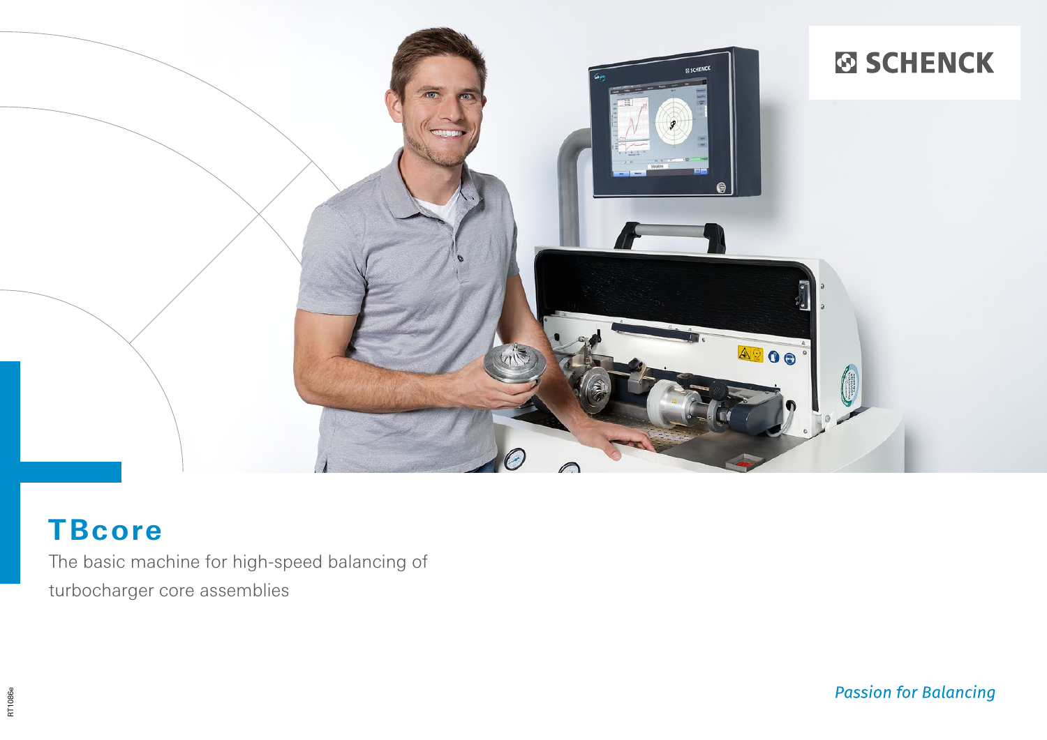# TBcore

The basic machine for high-speed balancing of turbocharger core assemblies

*Passion for Balancing*

RT1086e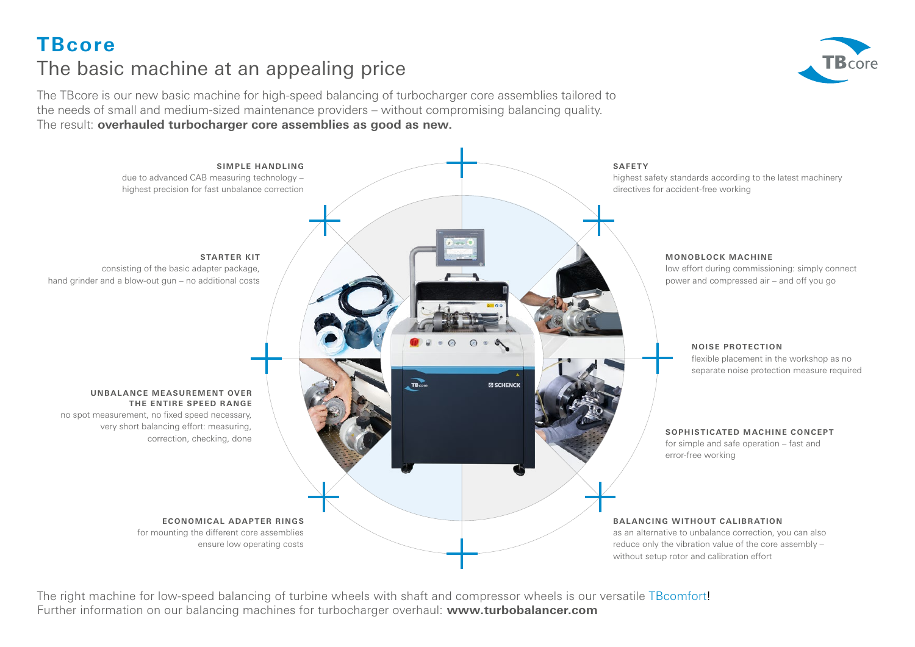# TBcore

## The basic machine at an appealing price

The TBcore is our new basic machine for high-speed balancing of turbocharger core assemblies tailored to the needs of small and medium-sized maintenance providers – without compromising balancing quality. The result: **overhauled turbocharger core assemblies as good as new.**

### SIMPLE HANDLING

due to advanced CAB measuring technology – highest precision for fast unbalance correction

### STARTER KIT

consisting of the basic adapter package, hand grinder and a blow-out gun – no additional costs

### UNBALANCE MEASUREMENT OVER THE ENTIRE SPEED RANGE

no spot measurement, no fixed speed necessary, very short balancing effort: measuring, correction, checking, done

### ECONOMICAL ADAPTER RINGS

for mounting the different core assemblies ensure low operating costs

### SAFETY

highest safety standards according to the latest machinery directives for accident-free working

### MONOBLOCK MACHINE

low effort during commissioning: simply connect power and compressed air – and off you go

### NOISE PROTECTION

flexible placement in the workshop as no separate noise protection measure required

### SOPHISTICATED MACHINE CONCEPT

for simple and safe operation – fast and error-free working

### BALANCING WITHOUT CALIBRATION

as an alternative to unbalance correction, you can also reduce only the vibration value of the core assembly – without setup rotor and calibration effort

The right machine for low-speed balancing of turbine wheels with shaft and compressor wheels is our versatile TBcomfort!
Further information on our balancing machines for turbocharger overhaul: **www.turbobalancer.com**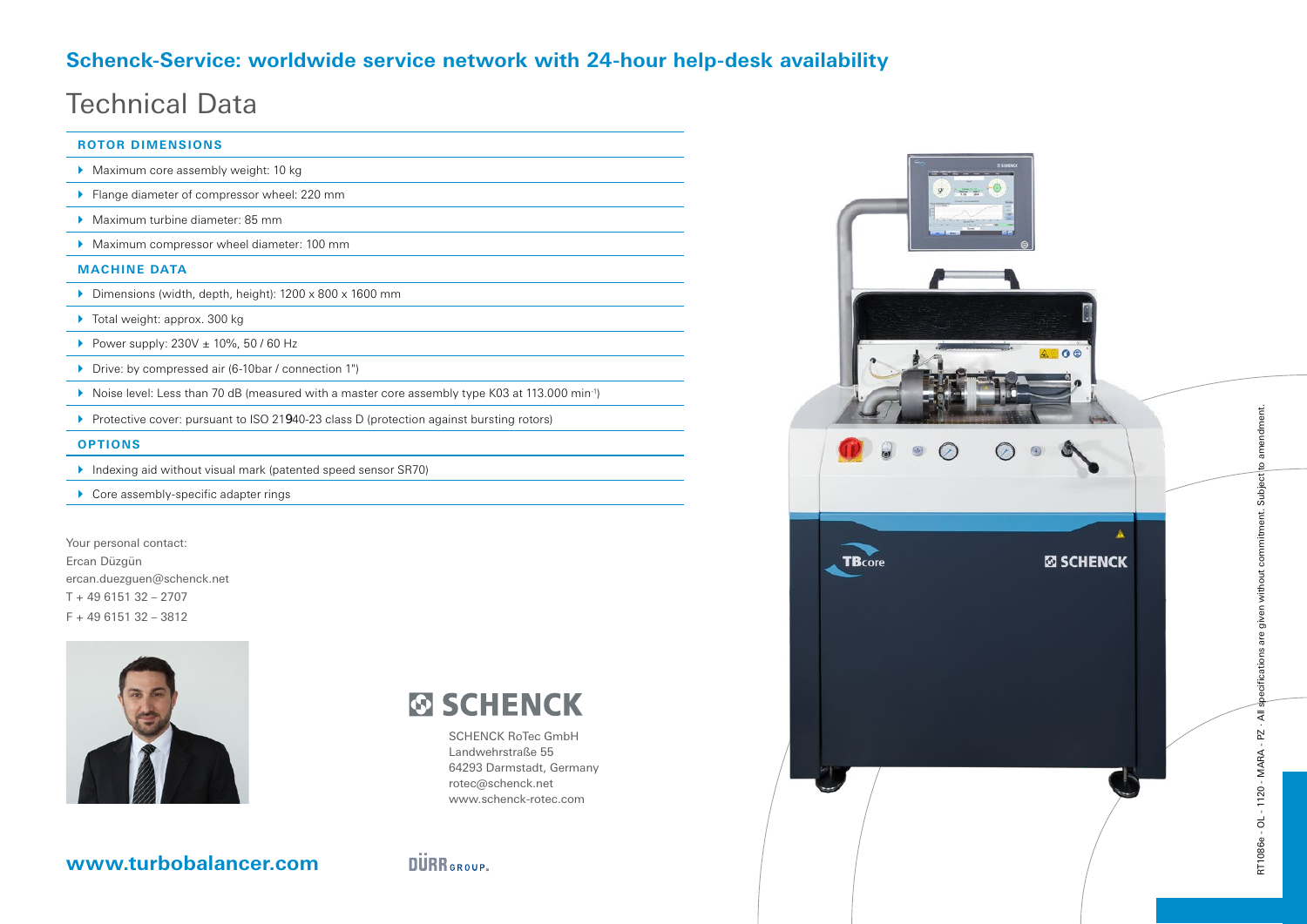## Schenck-Service: worldwide service network with 24-hour help-desk availability

# Technical Data

### ROTOR DIMENSIONS

- Maximum core assembly weight: 10 kg
- Flange diameter of compressor wheel: 220 mm
- Maximum turbine diameter: 85 mm
- Maximum compressor wheel diameter: 100 mm

### MACHINE DATA

- Dimensions (width, depth, height): 1200 x 800 x 1600 mm
- Total weight: approx. 300 kg
- Power supply: 230V ± 10%, 50 / 60 Hz
- Drive: by compressed air (6-10bar / connection 1")
- Noise level: Less than 70 dB (measured with a master core assembly type K03 at 113.000 $min^{-1}$)
- Protective cover: pursuant to ISO 21940-23 class D (protection against bursting rotors)

### OPTIONS

- Indexing aid without visual mark (patented speed sensor SR70)
- Core assembly-specific adapter rings

Your personal contact:
Ercan Düzgün
ercan.duezguen@schenck.net
T + 49 6151 32 – 2707
F + 49 6151 32 – 3812

SCHENCK

SCHENCK RoTec GmbH
Landwehrstraße 55
64293 Darmstadt, Germany
rotec@schenck.net
www.schenck-rotec.com

**www.turbobalancer.com**

DÜRR GROUP.

TBcore SCHENCK

RT1086e - OL - 1120 - MARA - PZ · All specifications are given without commitment. Subject to amendment.